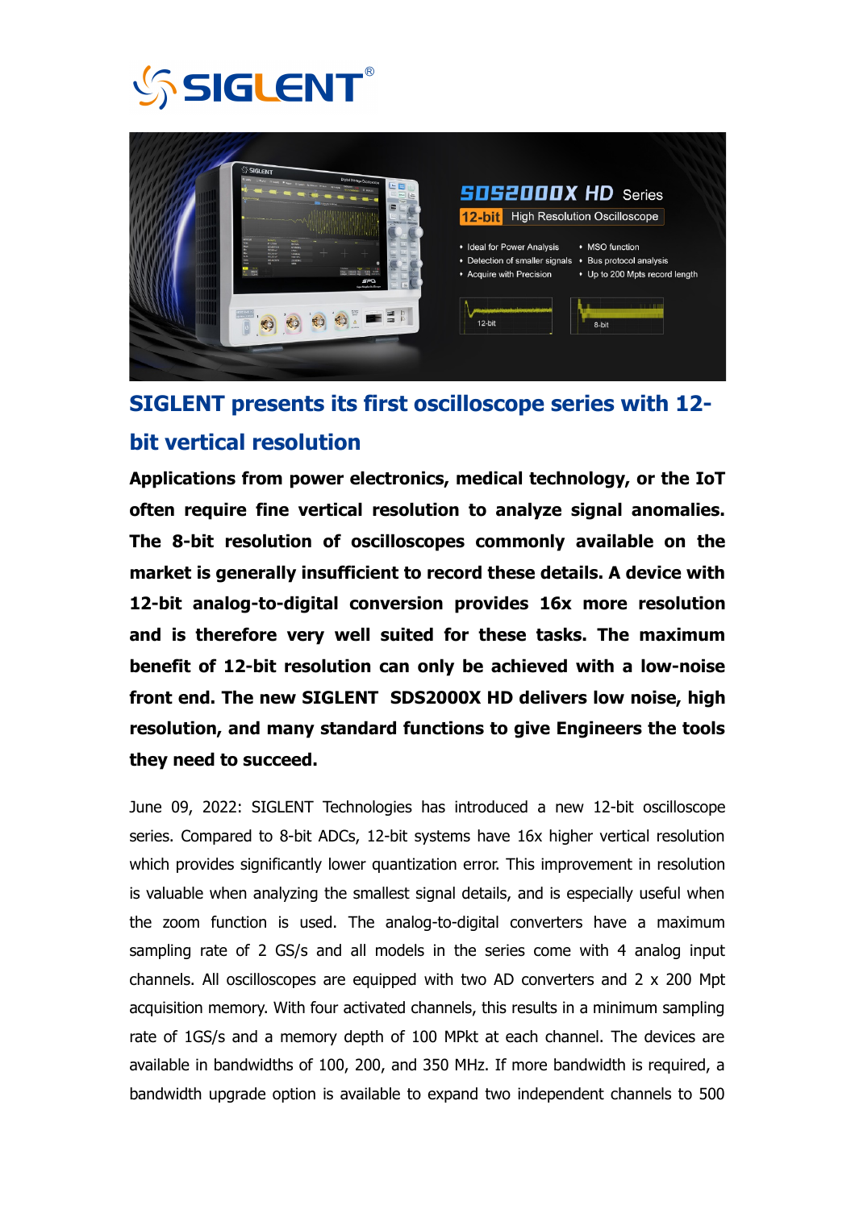# SIGLENT presents its first oscilloscope series with 12-bit vertical resolution

**Applications from power electronics, medical technology, or the IoT often require fine vertical resolution to analyze signal anomalies. The 8-bit resolution of oscilloscopes commonly available on the market is generally insufficient to record these details. A device with 12-bit analog-to-digital conversion provides 16x more resolution and is therefore very well suited for these tasks. The maximum benefit of 12-bit resolution can only be achieved with a low-noise front end. The new SIGLENT SDS2000X HD delivers low noise, high resolution, and many standard functions to give Engineers the tools they need to succeed.**

June 09, 2022: SIGLENT Technologies has introduced a new 12-bit oscilloscope series. Compared to 8-bit ADCs, 12-bit systems have 16x higher vertical resolution which provides significantly lower quantization error. This improvement in resolution is valuable when analyzing the smallest signal details, and is especially useful when the zoom function is used. The analog-to-digital converters have a maximum sampling rate of 2 GS/s and all models in the series come with 4 analog input channels. All oscilloscopes are equipped with two AD converters and 2 x 200 Mpt acquisition memory. With four activated channels, this results in a minimum sampling rate of 1GS/s and a memory depth of 100 MPkt at each channel. The devices are available in bandwidths of 100, 200, and 350 MHz. If more bandwidth is required, a bandwidth upgrade option is available to expand two independent channels to 500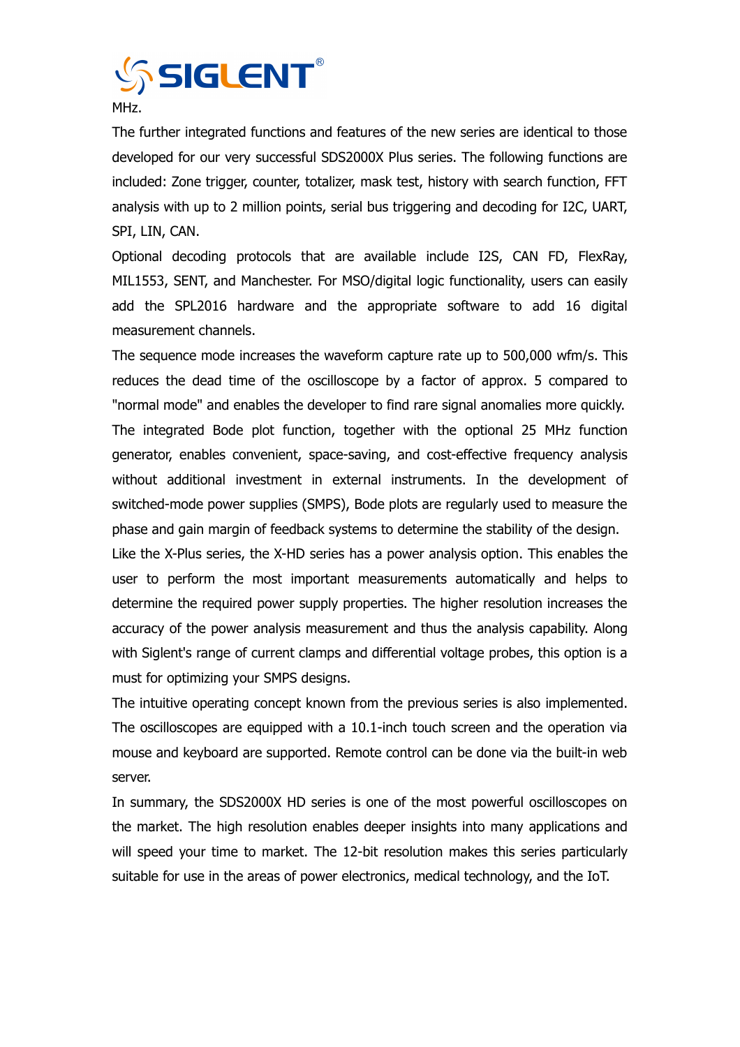MHz.

The further integrated functions and features of the new series are identical to those developed for our very successful SDS2000X Plus series. The following functions are included: Zone trigger, counter, totalizer, mask test, history with search function, FFT analysis with up to 2 million points, serial bus triggering and decoding for I2C, UART, SPI, LIN, CAN.

Optional decoding protocols that are available include I2S, CAN FD, FlexRay, MIL1553, SENT, and Manchester. For MSO/digital logic functionality, users can easily add the SPL2016 hardware and the appropriate software to add 16 digital measurement channels.

The sequence mode increases the waveform capture rate up to 500,000 wfm/s. This reduces the dead time of the oscilloscope by a factor of approx. 5 compared to "normal mode" and enables the developer to find rare signal anomalies more quickly.

The integrated Bode plot function, together with the optional 25 MHz function generator, enables convenient, space-saving, and cost-effective frequency analysis without additional investment in external instruments. In the development of switched-mode power supplies (SMPS), Bode plots are regularly used to measure the phase and gain margin of feedback systems to determine the stability of the design.

Like the X-Plus series, the X-HD series has a power analysis option. This enables the user to perform the most important measurements automatically and helps to determine the required power supply properties. The higher resolution increases the accuracy of the power analysis measurement and thus the analysis capability. Along with Siglent's range of current clamps and differential voltage probes, this option is a must for optimizing your SMPS designs.

The intuitive operating concept known from the previous series is also implemented. The oscilloscopes are equipped with a 10.1-inch touch screen and the operation via mouse and keyboard are supported. Remote control can be done via the built-in web server.

In summary, the SDS2000X HD series is one of the most powerful oscilloscopes on the market. The high resolution enables deeper insights into many applications and will speed your time to market. The 12-bit resolution makes this series particularly suitable for use in the areas of power electronics, medical technology, and the IoT.